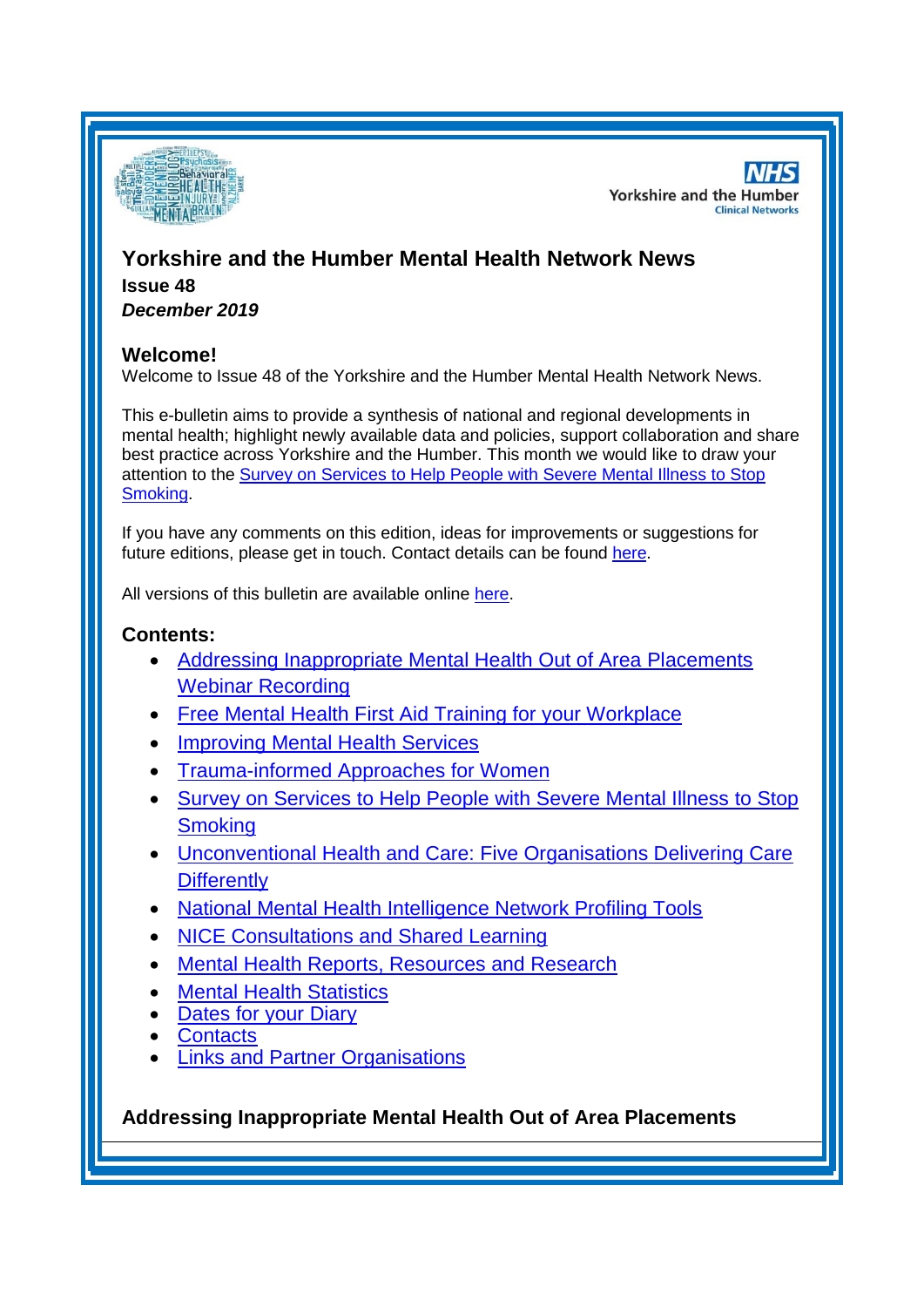# Yorkshire and the Humber Mental Health Network News

**Issue 48**

***December 2019***

## Welcome!

Welcome to Issue 48 of the Yorkshire and the Humber Mental Health Network News.

This e-bulletin aims to provide a synthesis of national and regional developments in mental health; highlight newly available data and policies, support collaboration and share best practice across Yorkshire and the Humber. This month we would like to draw your attention to the Survey on Services to Help People with Severe Mental Illness to Stop Smoking.

If you have any comments on this edition, ideas for improvements or suggestions for future editions, please get in touch. Contact details can be found here.

All versions of this bulletin are available online here.

## Contents:

- Addressing Inappropriate Mental Health Out of Area Placements Webinar Recording
- Free Mental Health First Aid Training for your Workplace
- Improving Mental Health Services
- Trauma-informed Approaches for Women
- Survey on Services to Help People with Severe Mental Illness to Stop Smoking
- Unconventional Health and Care: Five Organisations Delivering Care Differently
- National Mental Health Intelligence Network Profiling Tools
- NICE Consultations and Shared Learning
- Mental Health Reports, Resources and Research
- Mental Health Statistics
- Dates for your Diary
- Contacts
- Links and Partner Organisations

## Addressing Inappropriate Mental Health Out of Area Placements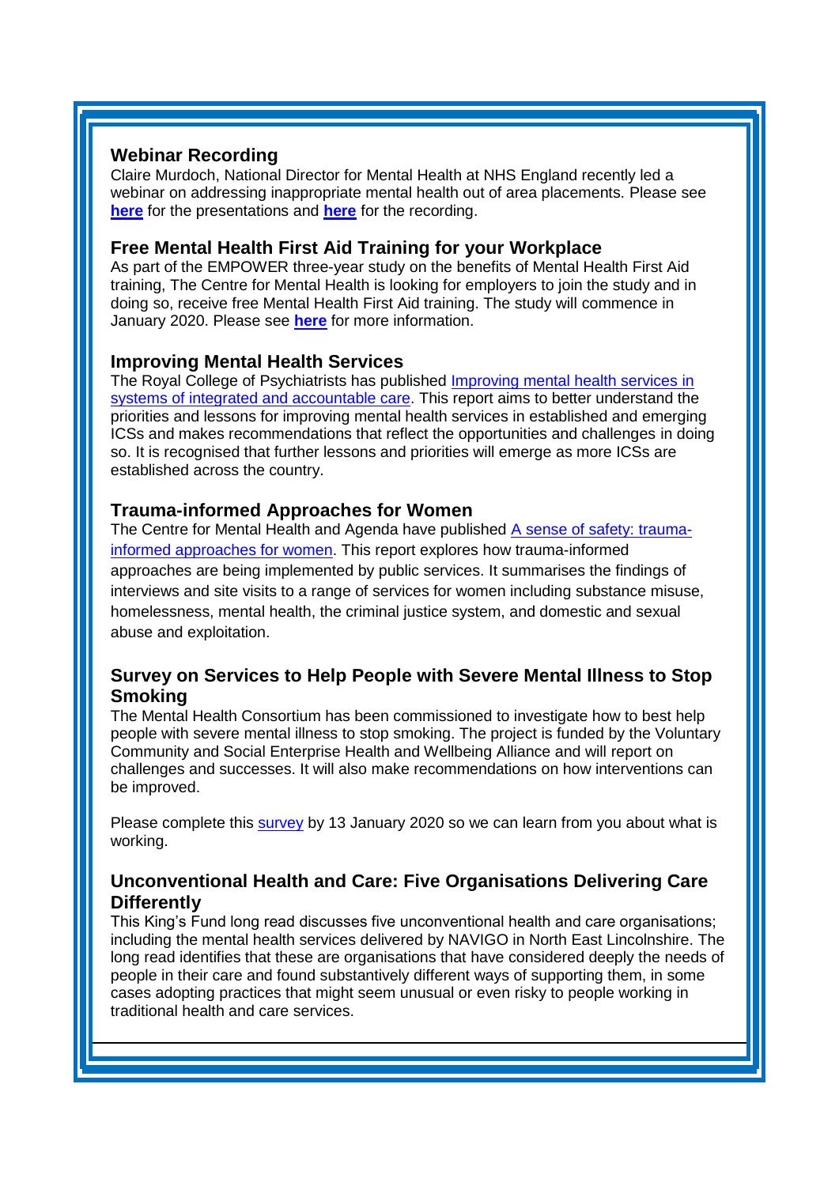### Webinar Recording

Claire Murdoch, National Director for Mental Health at NHS England recently led a webinar on addressing inappropriate mental health out of area placements. Please see **here** for the presentations and **here** for the recording.

### Free Mental Health First Aid Training for your Workplace

As part of the EMPOWER three-year study on the benefits of Mental Health First Aid training, The Centre for Mental Health is looking for employers to join the study and in doing so, receive free Mental Health First Aid training. The study will commence in January 2020. Please see **here** for more information.

### Improving Mental Health Services

The Royal College of Psychiatrists has published Improving mental health services in systems of integrated and accountable care. This report aims to better understand the priorities and lessons for improving mental health services in established and emerging ICSs and makes recommendations that reflect the opportunities and challenges in doing so. It is recognised that further lessons and priorities will emerge as more ICSs are established across the country.

### Trauma-informed Approaches for Women

The Centre for Mental Health and Agenda have published A sense of safety: trauma-informed approaches for women. This report explores how trauma-informed approaches are being implemented by public services. It summarises the findings of interviews and site visits to a range of services for women including substance misuse, homelessness, mental health, the criminal justice system, and domestic and sexual abuse and exploitation.

### Survey on Services to Help People with Severe Mental Illness to Stop Smoking

The Mental Health Consortium has been commissioned to investigate how to best help people with severe mental illness to stop smoking. The project is funded by the Voluntary Community and Social Enterprise Health and Wellbeing Alliance and will report on challenges and successes. It will also make recommendations on how interventions can be improved.

Please complete this survey by 13 January 2020 so we can learn from you about what is working.

### Unconventional Health and Care: Five Organisations Delivering Care Differently

This King's Fund long read discusses five unconventional health and care organisations; including the mental health services delivered by NAVIGO in North East Lincolnshire. The long read identifies that these are organisations that have considered deeply the needs of people in their care and found substantively different ways of supporting them, in some cases adopting practices that might seem unusual or even risky to people working in traditional health and care services.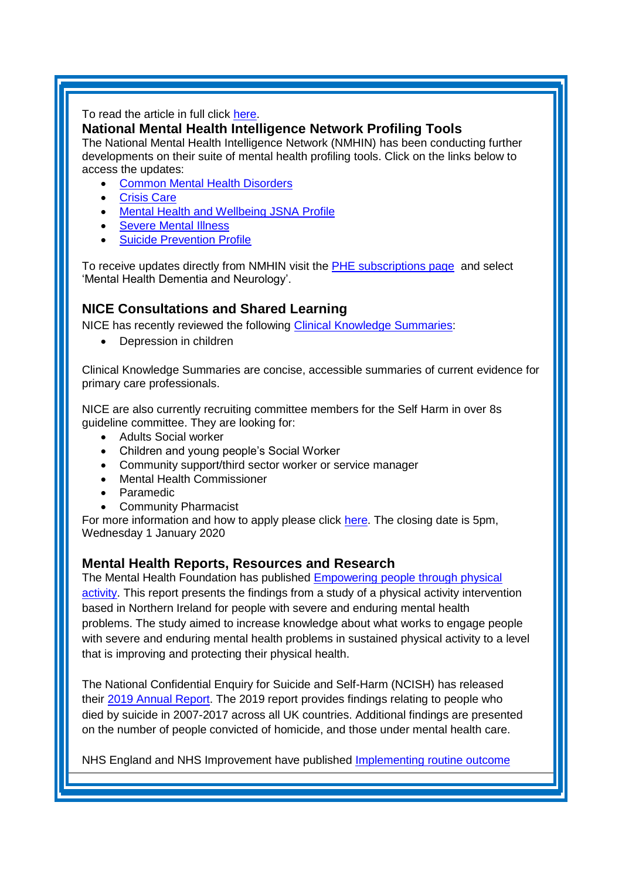To read the article in full click here.

## National Mental Health Intelligence Network Profiling Tools

The National Mental Health Intelligence Network (NMHIN) has been conducting further developments on their suite of mental health profiling tools. Click on the links below to access the updates:

- Common Mental Health Disorders
- Crisis Care
- Mental Health and Wellbeing JSNA Profile
- Severe Mental Illness
- Suicide Prevention Profile

To receive updates directly from NMHIN visit the PHE subscriptions page and select 'Mental Health Dementia and Neurology'.

## NICE Consultations and Shared Learning

NICE has recently reviewed the following Clinical Knowledge Summaries:

- Depression in children

Clinical Knowledge Summaries are concise, accessible summaries of current evidence for primary care professionals.

NICE are also currently recruiting committee members for the Self Harm in over 8s guideline committee. They are looking for:

- Adults Social worker
- Children and young people's Social Worker
- Community support/third sector worker or service manager
- Mental Health Commissioner
- Paramedic
- Community Pharmacist

For more information and how to apply please click here. The closing date is 5pm, Wednesday 1 January 2020

## Mental Health Reports, Resources and Research

The Mental Health Foundation has published Empowering people through physical activity. This report presents the findings from a study of a physical activity intervention based in Northern Ireland for people with severe and enduring mental health problems. The study aimed to increase knowledge about what works to engage people with severe and enduring mental health problems in sustained physical activity to a level that is improving and protecting their physical health.

The National Confidential Enquiry for Suicide and Self-Harm (NCISH) has released their 2019 Annual Report. The 2019 report provides findings relating to people who died by suicide in 2007-2017 across all UK countries. Additional findings are presented on the number of people convicted of homicide, and those under mental health care.

NHS England and NHS Improvement have published Implementing routine outcome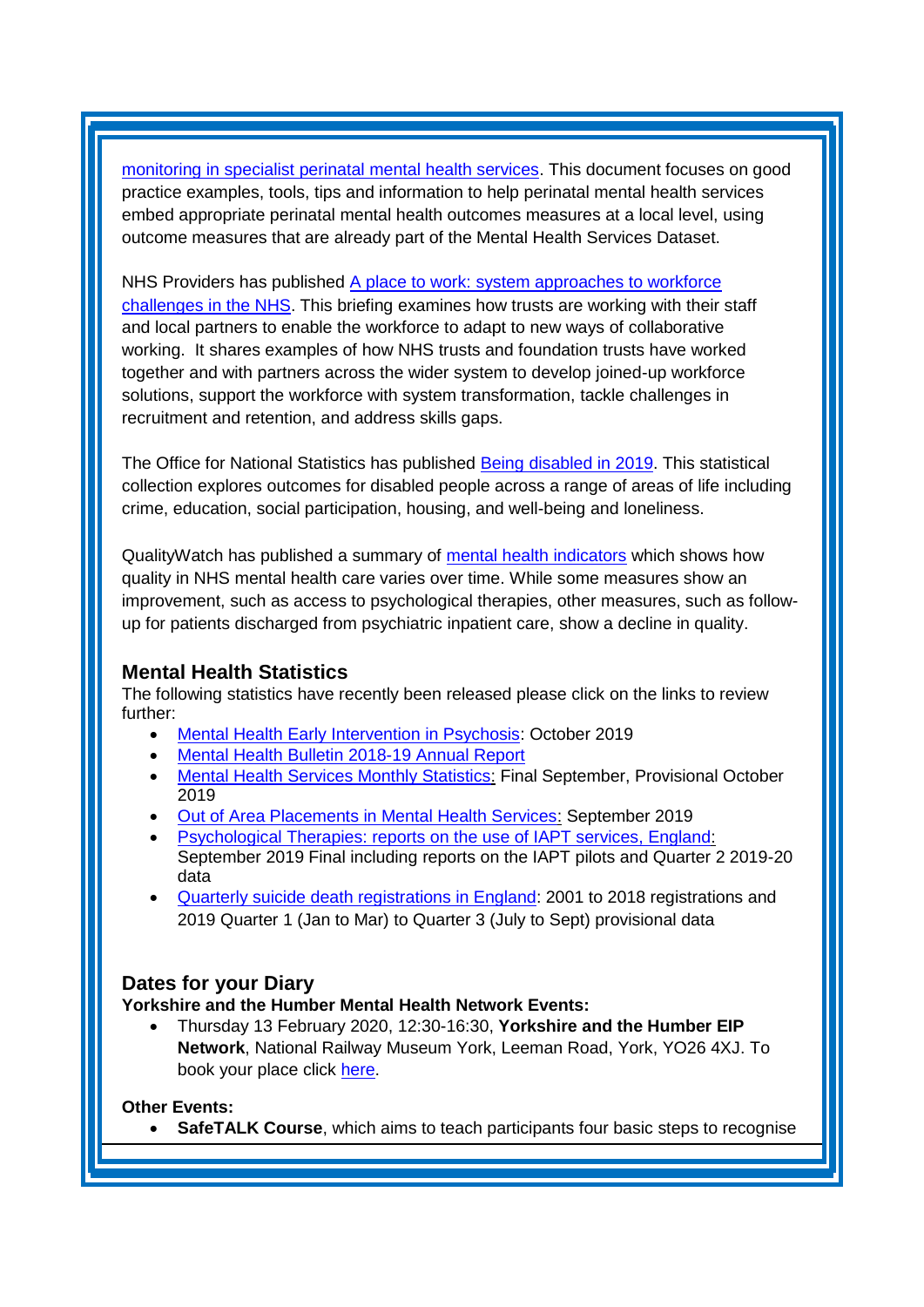monitoring in specialist perinatal mental health services. This document focuses on good practice examples, tools, tips and information to help perinatal mental health services embed appropriate perinatal mental health outcomes measures at a local level, using outcome measures that are already part of the Mental Health Services Dataset.

NHS Providers has published A place to work: system approaches to workforce challenges in the NHS. This briefing examines how trusts are working with their staff and local partners to enable the workforce to adapt to new ways of collaborative working. It shares examples of how NHS trusts and foundation trusts have worked together and with partners across the wider system to develop joined-up workforce solutions, support the workforce with system transformation, tackle challenges in recruitment and retention, and address skills gaps.

The Office for National Statistics has published Being disabled in 2019. This statistical collection explores outcomes for disabled people across a range of areas of life including crime, education, social participation, housing, and well-being and loneliness.

QualityWatch has published a summary of mental health indicators which shows how quality in NHS mental health care varies over time. While some measures show an improvement, such as access to psychological therapies, other measures, such as follow-up for patients discharged from psychiatric inpatient care, show a decline in quality.

## Mental Health Statistics

The following statistics have recently been released please click on the links to review further:

- Mental Health Early Intervention in Psychosis: October 2019
- Mental Health Bulletin 2018-19 Annual Report
- Mental Health Services Monthly Statistics: Final September, Provisional October 2019
- Out of Area Placements in Mental Health Services: September 2019
- Psychological Therapies: reports on the use of IAPT services, England: September 2019 Final including reports on the IAPT pilots and Quarter 2 2019-20 data
- Quarterly suicide death registrations in England: 2001 to 2018 registrations and 2019 Quarter 1 (Jan to Mar) to Quarter 3 (July to Sept) provisional data

## Dates for your Diary

**Yorkshire and the Humber Mental Health Network Events:**

- Thursday 13 February 2020, 12:30-16:30, **Yorkshire and the Humber EIP Network**, National Railway Museum York, Leeman Road, York, YO26 4XJ. To book your place click here.

**Other Events:**

- **SafeTALK Course**, which aims to teach participants four basic steps to recognise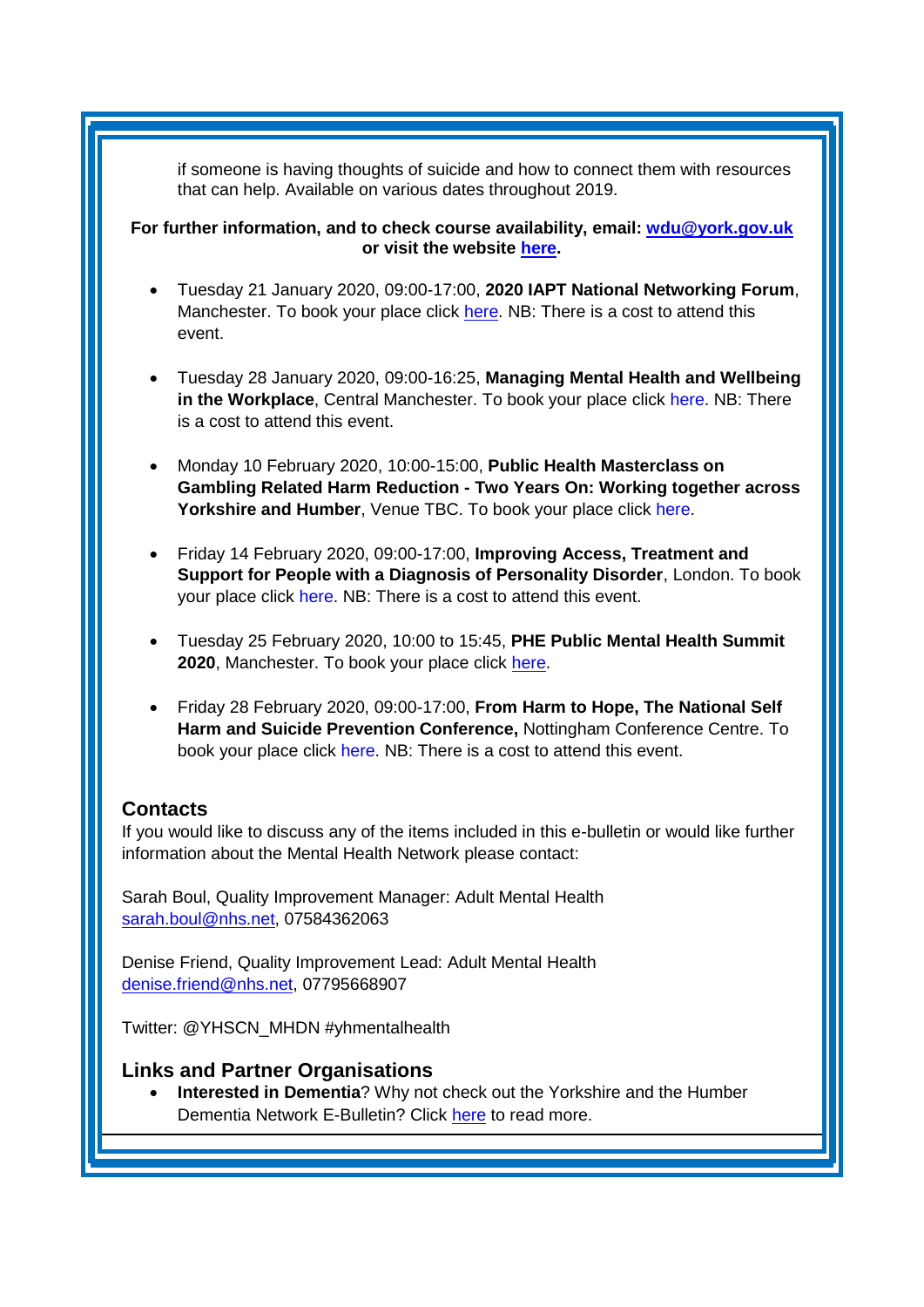if someone is having thoughts of suicide and how to connect them with resources that can help. Available on various dates throughout 2019.

**For further information, and to check course availability, email: wdu@york.gov.uk or visit the website here.**

- Tuesday 21 January 2020, 09:00-17:00, **2020 IAPT National Networking Forum**, Manchester. To book your place click here. NB: There is a cost to attend this event.

- Tuesday 28 January 2020, 09:00-16:25, **Managing Mental Health and Wellbeing in the Workplace**, Central Manchester. To book your place click here. NB: There is a cost to attend this event.

- Monday 10 February 2020, 10:00-15:00, **Public Health Masterclass on Gambling Related Harm Reduction - Two Years On: Working together across Yorkshire and Humber**, Venue TBC. To book your place click here.

- Friday 14 February 2020, 09:00-17:00, **Improving Access, Treatment and Support for People with a Diagnosis of Personality Disorder**, London. To book your place click here. NB: There is a cost to attend this event.

- Tuesday 25 February 2020, 10:00 to 15:45, **PHE Public Mental Health Summit 2020**, Manchester. To book your place click here.

- Friday 28 February 2020, 09:00-17:00, **From Harm to Hope, The National Self Harm and Suicide Prevention Conference,** Nottingham Conference Centre. To book your place click here. NB: There is a cost to attend this event.

## Contacts

If you would like to discuss any of the items included in this e-bulletin or would like further information about the Mental Health Network please contact:

Sarah Boul, Quality Improvement Manager: Adult Mental Health
sarah.boul@nhs.net, 07584362063

Denise Friend, Quality Improvement Lead: Adult Mental Health
denise.friend@nhs.net, 07795668907

Twitter: @YHSCN_MHDN #yhmentalhealth

## Links and Partner Organisations

- **Interested in Dementia**? Why not check out the Yorkshire and the Humber Dementia Network E-Bulletin? Click here to read more.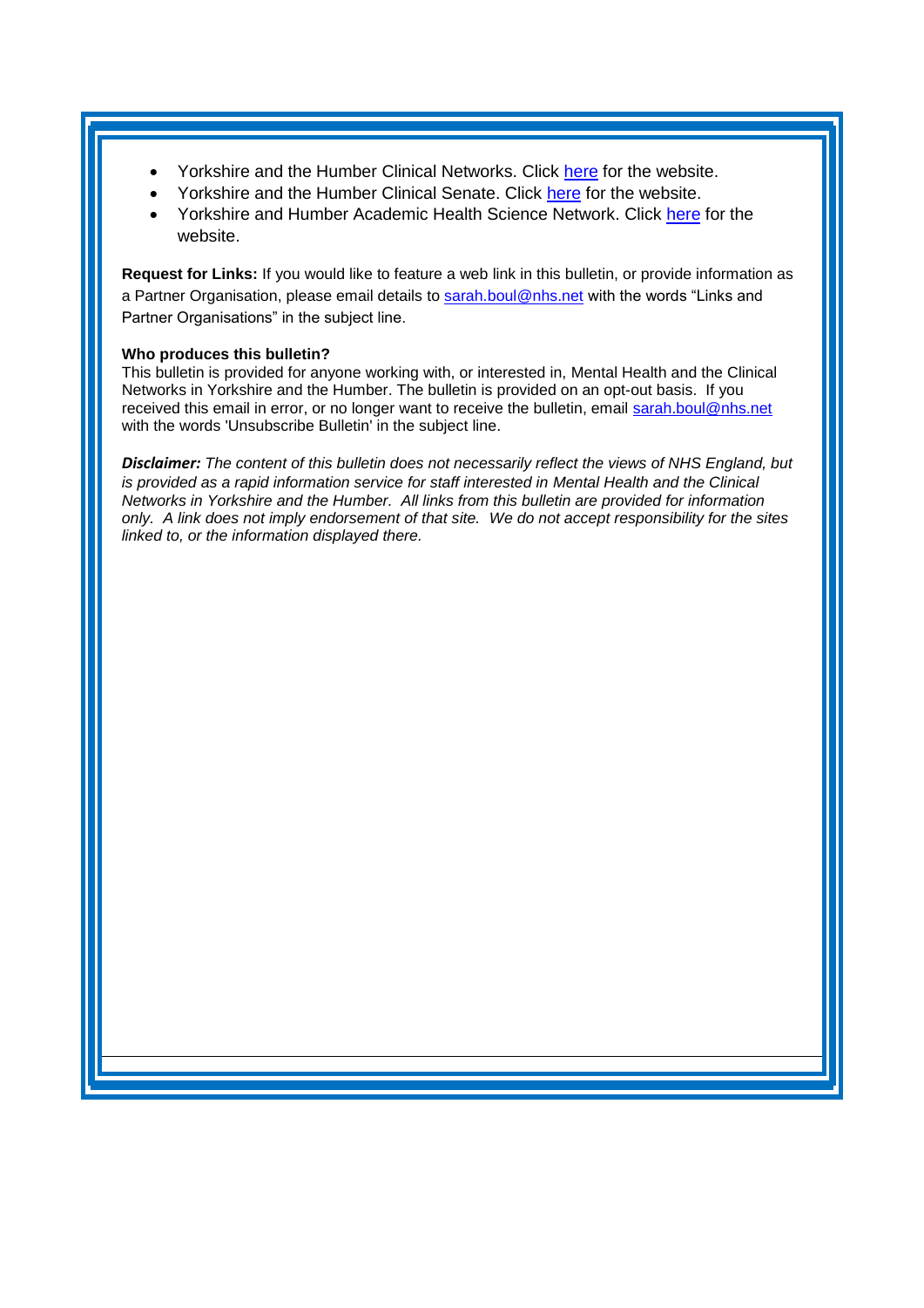- Yorkshire and the Humber Clinical Networks. Click here for the website.
- Yorkshire and the Humber Clinical Senate. Click here for the website.
- Yorkshire and Humber Academic Health Science Network. Click here for the website.

**Request for Links:** If you would like to feature a web link in this bulletin, or provide information as a Partner Organisation, please email details to sarah.boul@nhs.net with the words "Links and Partner Organisations" in the subject line.

**Who produces this bulletin?**
This bulletin is provided for anyone working with, or interested in, Mental Health and the Clinical Networks in Yorkshire and the Humber. The bulletin is provided on an opt-out basis. If you received this email in error, or no longer want to receive the bulletin, email sarah.boul@nhs.net with the words 'Unsubscribe Bulletin' in the subject line.

***Disclaimer:*** *The content of this bulletin does not necessarily reflect the views of NHS England, but is provided as a rapid information service for staff interested in Mental Health and the Clinical Networks in Yorkshire and the Humber. All links from this bulletin are provided for information only. A link does not imply endorsement of that site. We do not accept responsibility for the sites linked to, or the information displayed there.*